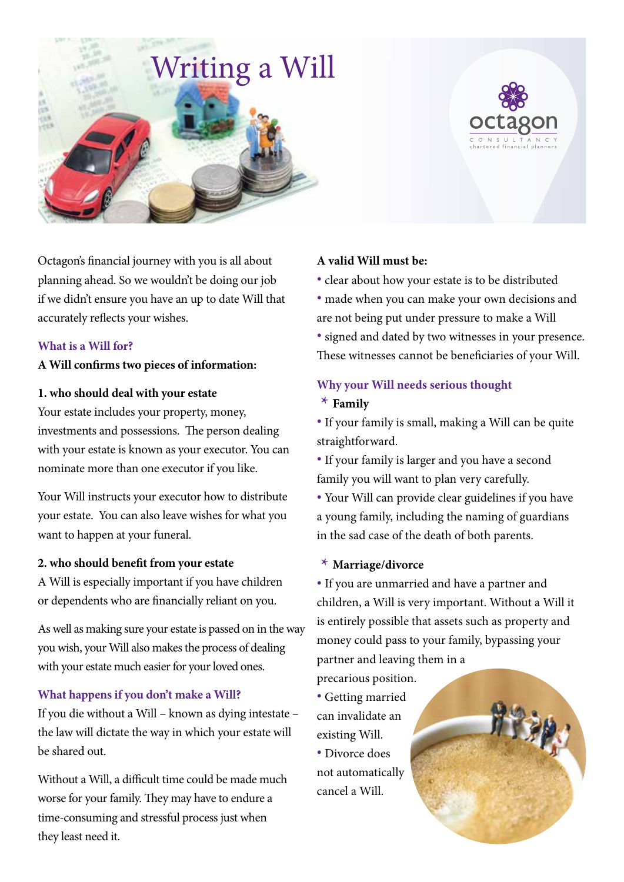# Writing a Will

Octagon's financial journey with you is all about planning ahead. So we wouldn't be doing our job if we didn't ensure you have an up to date Will that accurately reflects your wishes.

## What is a Will for?

**A Will confirms two pieces of information:**

**1. who should deal with your estate**

Your estate includes your property, money, investments and possessions. The person dealing with your estate is known as your executor. You can nominate more than one executor if you like.

Your Will instructs your executor how to distribute your estate. You can also leave wishes for what you want to happen at your funeral.

**2. who should benefit from your estate**

A Will is especially important if you have children or dependents who are financially reliant on you.

As well as making sure your estate is passed on in the way you wish, your Will also makes the process of dealing with your estate much easier for your loved ones.

## What happens if you don't make a Will?

If you die without a Will – known as dying intestate – the law will dictate the way in which your estate will be shared out.

Without a Will, a difficult time could be made much worse for your family. They may have to endure a time-consuming and stressful process just when they least need it.

**A valid Will must be:**

- clear about how your estate is to be distributed
- made when you can make your own decisions and are not being put under pressure to make a Will
- signed and dated by two witnesses in your presence. These witnesses cannot be beneficiaries of your Will.

## Why your Will needs serious thought

**Family**

- If your family is small, making a Will can be quite straightforward.
- If your family is larger and you have a second family you will want to plan very carefully.
- Your Will can provide clear guidelines if you have a young family, including the naming of guardians in the sad case of the death of both parents.

**Marriage/divorce**

- If you are unmarried and have a partner and children, a Will is very important. Without a Will it is entirely possible that assets such as property and money could pass to your family, bypassing your partner and leaving them in a precarious position.
- Getting married can invalidate an existing Will.
- Divorce does not automatically cancel a Will.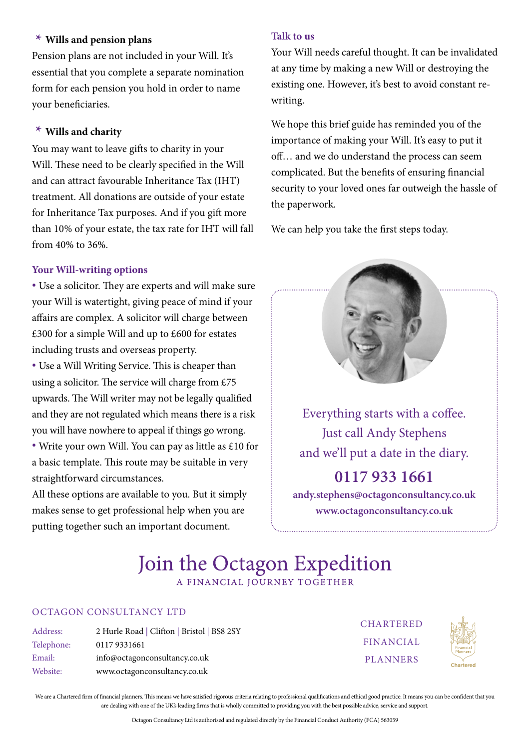### * Wills and pension plans

Pension plans are not included in your Will. It's essential that you complete a separate nomination form for each pension you hold in order to name your beneficiaries.

### * Wills and charity

You may want to leave gifts to charity in your Will. These need to be clearly specified in the Will and can attract favourable Inheritance Tax (IHT) treatment. All donations are outside of your estate for Inheritance Tax purposes. And if you gift more than 10% of your estate, the tax rate for IHT will fall from 40% to 36%.

### Your Will-writing options

- Use a solicitor. They are experts and will make sure your Will is watertight, giving peace of mind if your affairs are complex. A solicitor will charge between £300 for a simple Will and up to £600 for estates including trusts and overseas property.
- Use a Will Writing Service. This is cheaper than using a solicitor. The service will charge from £75 upwards. The Will writer may not be legally qualified and they are not regulated which means there is a risk you will have nowhere to appeal if things go wrong.
- Write your own Will. You can pay as little as £10 for a basic template. This route may be suitable in very straightforward circumstances.

All these options are available to you. But it simply makes sense to get professional help when you are putting together such an important document.

### Talk to us

Your Will needs careful thought. It can be invalidated at any time by making a new Will or destroying the existing one. However, it's best to avoid constant re-writing.

We hope this brief guide has reminded you of the importance of making your Will. It's easy to put it off… and we do understand the process can seem complicated. But the benefits of ensuring financial security to your loved ones far outweigh the hassle of the paperwork.

We can help you take the first steps today.

Everything starts with a coffee.
Just call Andy Stephens
and we'll put a date in the diary.

**0117 933 1661**

**andy.stephens@octagonconsultancy.co.uk**
**www.octagonconsultancy.co.uk**

# Join the Octagon Expedition

A FINANCIAL JOURNEY TOGETHER

OCTAGON CONSULTANCY LTD

| | |
|---|---|
| Address: | 2 Hurle Road \| Clifton \| Bristol \| BS8 2SY |
| Telephone: | 0117 9331661 |
| Email: | info@octagonconsultancy.co.uk |
| Website: | www.octagonconsultancy.co.uk |

CHARTERED FINANCIAL PLANNERS

Financial Planners Chartered

We are a Chartered firm of financial planners. This means we have satisfied rigorous criteria relating to professional qualifications and ethical good practice. It means you can be confident that you are dealing with one of the UK's leading firms that is wholly committed to providing you with the best possible advice, service and support.

Octagon Consultancy Ltd is authorised and regulated directly by the Financial Conduct Authority (FCA) 563059